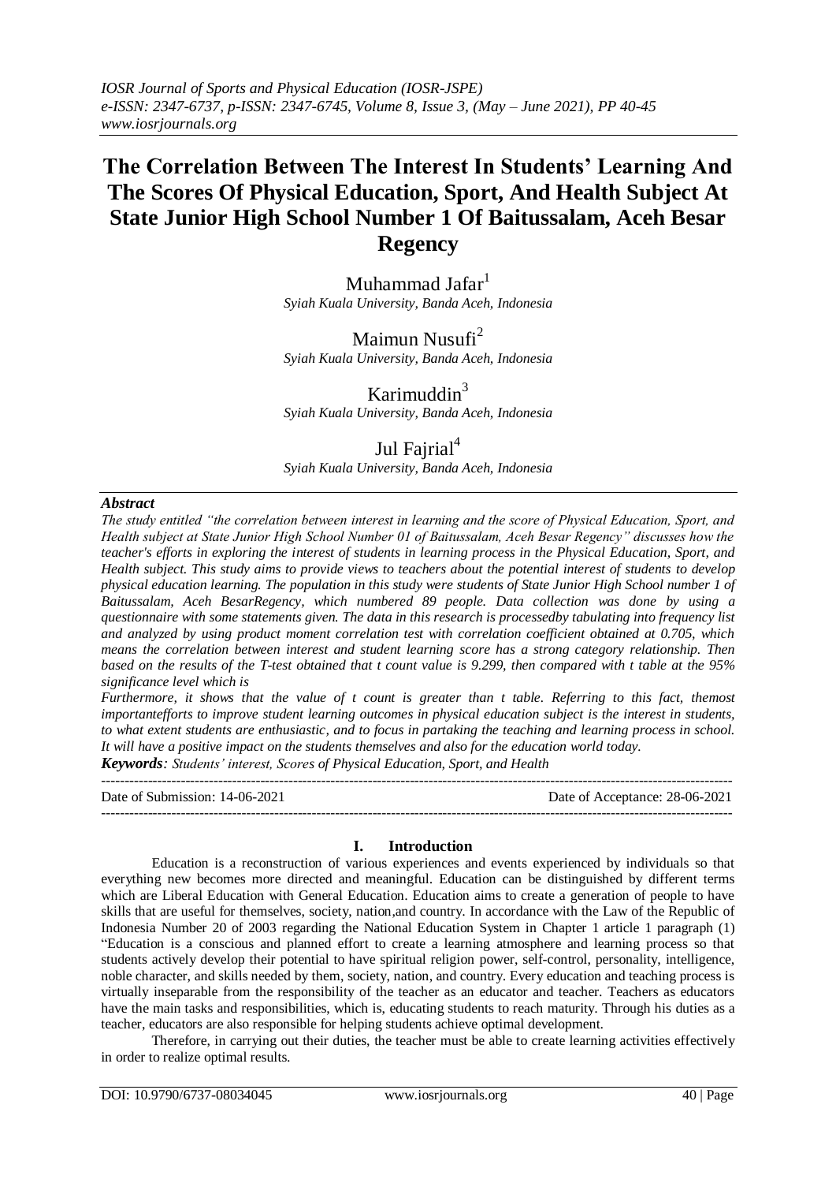# The Correlation Between The Interest In Students' Learning And The Scores Of Physical Education, Sport, And Health Subject At State Junior High School Number 1 Of Baitussalam, Aceh Besar Regency

Muhammad Jafar[1]
*Syiah Kuala University, Banda Aceh, Indonesia*

Maimun Nusufi[2]
*Syiah Kuala University, Banda Aceh, Indonesia*

Karimuddin[3]
*Syiah Kuala University, Banda Aceh, Indonesia*

Jul Fajrial[4]
*Syiah Kuala University, Banda Aceh, Indonesia*

***Abstract***

*The study entitled "the correlation between interest in learning and the score of Physical Education, Sport, and Health subject at State Junior High School Number 01 of Baitussalam, Aceh Besar Regency" discusses how the teacher's efforts in exploring the interest of students in learning process in the Physical Education, Sport, and Health subject. This study aims to provide views to teachers about the potential interest of students to develop physical education learning. The population in this study were students of State Junior High School number 1 of Baitussalam, Aceh BesarRegency, which numbered 89 people. Data collection was done by using a questionnaire with some statements given. The data in this research is processedby tabulating into frequency list and analyzed by using product moment correlation test with correlation coefficient obtained at 0.705, which means the correlation between interest and student learning score has a strong category relationship. Then based on the results of the T-test obtained that t count value is 9.299, then compared with t table at the 95% significance level which is*

*Furthermore, it shows that the value of t count is greater than t table. Referring to this fact, themost importantefforts to improve student learning outcomes in physical education subject is the interest in students, to what extent students are enthusiastic, and to focus in partaking the teaching and learning process in school. It will have a positive impact on the students themselves and also for the education world today.*

***Keywords****: Students' interest, Scores of Physical Education, Sport, and Health*

---

Date of Submission: 14-06-2021 Date of Acceptance: 28-06-2021

---

## I. Introduction

Education is a reconstruction of various experiences and events experienced by individuals so that everything new becomes more directed and meaningful. Education can be distinguished by different terms which are Liberal Education with General Education. Education aims to create a generation of people to have skills that are useful for themselves, society, nation,and country. In accordance with the Law of the Republic of Indonesia Number 20 of 2003 regarding the National Education System in Chapter 1 article 1 paragraph (1) "Education is a conscious and planned effort to create a learning atmosphere and learning process so that students actively develop their potential to have spiritual religion power, self-control, personality, intelligence, noble character, and skills needed by them, society, nation, and country. Every education and teaching process is virtually inseparable from the responsibility of the teacher as an educator and teacher. Teachers as educators have the main tasks and responsibilities, which is, educating students to reach maturity. Through his duties as a teacher, educators are also responsible for helping students achieve optimal development.

Therefore, in carrying out their duties, the teacher must be able to create learning activities effectively in order to realize optimal results.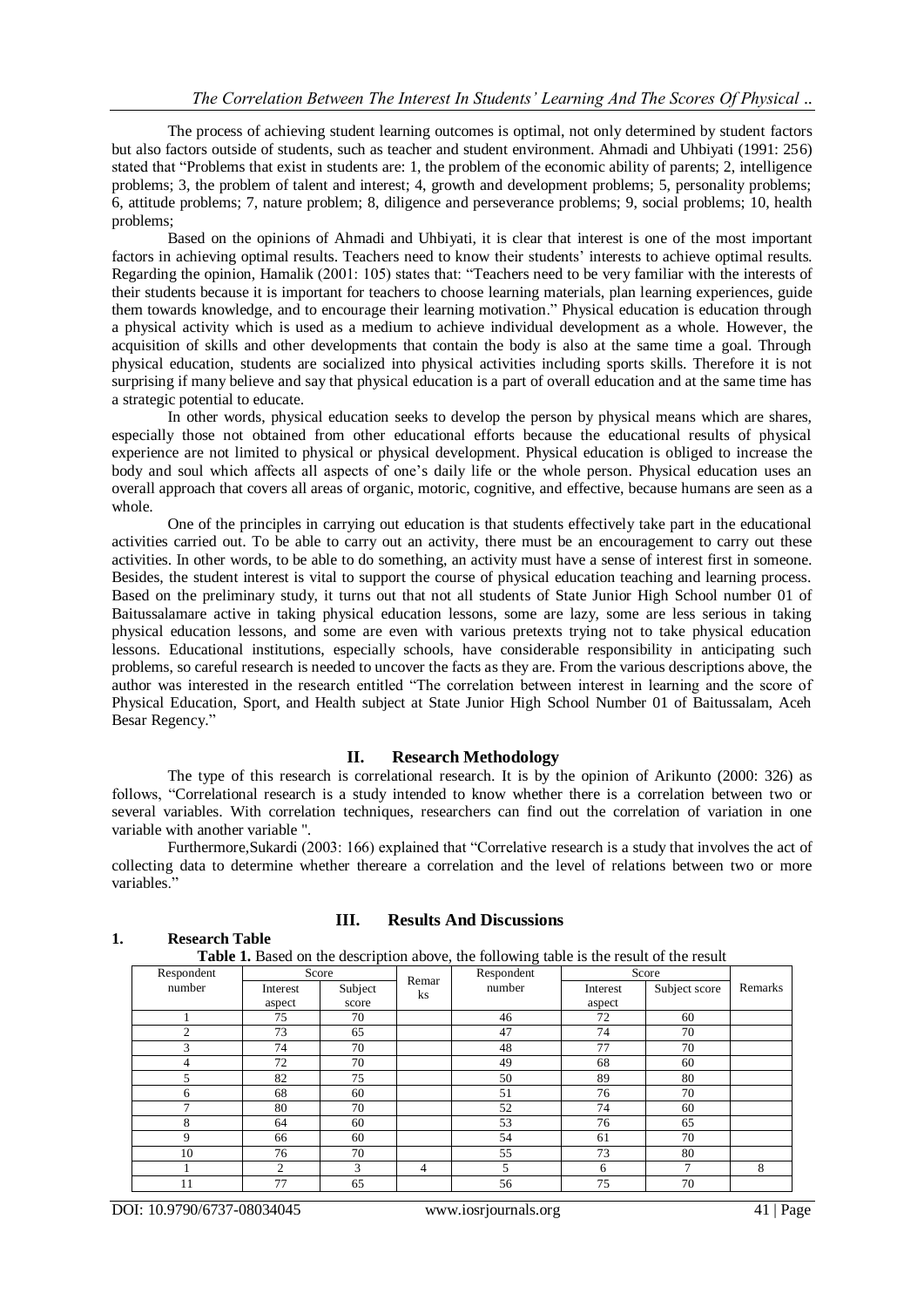The process of achieving student learning outcomes is optimal, not only determined by student factors but also factors outside of students, such as teacher and student environment. Ahmadi and Uhbiyati (1991: 256) stated that "Problems that exist in students are: 1, the problem of the economic ability of parents; 2, intelligence problems; 3, the problem of talent and interest; 4, growth and development problems; 5, personality problems; 6, attitude problems; 7, nature problem; 8, diligence and perseverance problems; 9, social problems; 10, health problems;

Based on the opinions of Ahmadi and Uhbiyati, it is clear that interest is one of the most important factors in achieving optimal results. Teachers need to know their students' interests to achieve optimal results. Regarding the opinion, Hamalik (2001: 105) states that: "Teachers need to be very familiar with the interests of their students because it is important for teachers to choose learning materials, plan learning experiences, guide them towards knowledge, and to encourage their learning motivation." Physical education is education through a physical activity which is used as a medium to achieve individual development as a whole. However, the acquisition of skills and other developments that contain the body is also at the same time a goal. Through physical education, students are socialized into physical activities including sports skills. Therefore it is not surprising if many believe and say that physical education is a part of overall education and at the same time has a strategic potential to educate.

In other words, physical education seeks to develop the person by physical means which are shares, especially those not obtained from other educational efforts because the educational results of physical experience are not limited to physical or physical development. Physical education is obliged to increase the body and soul which affects all aspects of one's daily life or the whole person. Physical education uses an overall approach that covers all areas of organic, motoric, cognitive, and effective, because humans are seen as a whole.

One of the principles in carrying out education is that students effectively take part in the educational activities carried out. To be able to carry out an activity, there must be an encouragement to carry out these activities. In other words, to be able to do something, an activity must have a sense of interest first in someone. Besides, the student interest is vital to support the course of physical education teaching and learning process. Based on the preliminary study, it turns out that not all students of State Junior High School number 01 of Baitussalamare active in taking physical education lessons, some are lazy, some are less serious in taking physical education lessons, and some are even with various pretexts trying not to take physical education lessons. Educational institutions, especially schools, have considerable responsibility in anticipating such problems, so careful research is needed to uncover the facts as they are. From the various descriptions above, the author was interested in the research entitled "The correlation between interest in learning and the score of Physical Education, Sport, and Health subject at State Junior High School Number 01 of Baitussalam, Aceh Besar Regency."

## II. Research Methodology

The type of this research is correlational research. It is by the opinion of Arikunto (2000: 326) as follows, "Correlational research is a study intended to know whether there is a correlation between two or several variables. With correlation techniques, researchers can find out the correlation of variation in one variable with another variable ".

Furthermore,Sukardi (2003: 166) explained that "Correlative research is a study that involves the act of collecting data to determine whether thereare a correlation and the level of relations between two or more variables."

## III. Results And Discussions

### 1. Research Table

**Table 1.** Based on the description above, the following table is the result of the result

| Respondent number | Score | | Remarks | Respondent number | Score | | Remarks |
|---|---|---|---|---|---|---|---|
| | Interest aspect | Subject score | | | Interest aspect | Subject score | |
| 1 | 75 | 70 | | 46 | 72 | 60 | |
| 2 | 73 | 65 | | 47 | 74 | 70 | |
| 3 | 74 | 70 | | 48 | 77 | 70 | |
| 4 | 72 | 70 | | 49 | 68 | 60 | |
| 5 | 82 | 75 | | 50 | 89 | 80 | |
| 6 | 68 | 60 | | 51 | 76 | 70 | |
| 7 | 80 | 70 | | 52 | 74 | 60 | |
| 8 | 64 | 60 | | 53 | 76 | 65 | |
| 9 | 66 | 60 | | 54 | 61 | 70 | |
| 10 | 76 | 70 | | 55 | 73 | 80 | |
| 1 | 2 | 3 | 4 | 5 | 6 | 7 | 8 |
| 11 | 77 | 65 | | 56 | 75 | 70 | |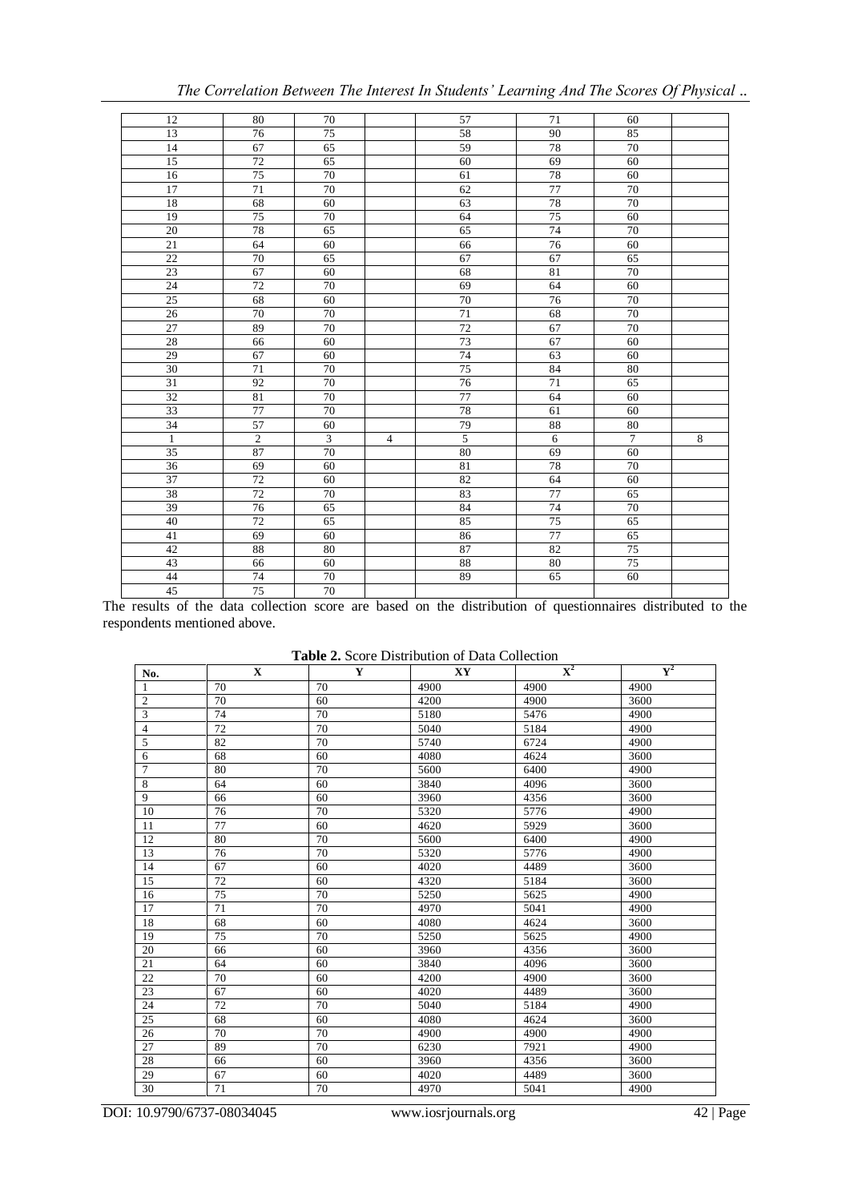| 12 | 80 | 70 | | 57 | 71 | 60 | |
|---|---|---|---|---|---|---|---|
| 13 | 76 | 75 | | 58 | 90 | 85 | |
| 14 | 67 | 65 | | 59 | 78 | 70 | |
| 15 | 72 | 65 | | 60 | 69 | 60 | |
| 16 | 75 | 70 | | 61 | 78 | 60 | |
| 17 | 71 | 70 | | 62 | 77 | 70 | |
| 18 | 68 | 60 | | 63 | 78 | 70 | |
| 19 | 75 | 70 | | 64 | 75 | 60 | |
| 20 | 78 | 65 | | 65 | 74 | 70 | |
| 21 | 64 | 60 | | 66 | 76 | 60 | |
| 22 | 70 | 65 | | 67 | 67 | 65 | |
| 23 | 67 | 60 | | 68 | 81 | 70 | |
| 24 | 72 | 70 | | 69 | 64 | 60 | |
| 25 | 68 | 60 | | 70 | 76 | 70 | |
| 26 | 70 | 70 | | 71 | 68 | 70 | |
| 27 | 89 | 70 | | 72 | 67 | 70 | |
| 28 | 66 | 60 | | 73 | 67 | 60 | |
| 29 | 67 | 60 | | 74 | 63 | 60 | |
| 30 | 71 | 70 | | 75 | 84 | 80 | |
| 31 | 92 | 70 | | 76 | 71 | 65 | |
| 32 | 81 | 70 | | 77 | 64 | 60 | |
| 33 | 77 | 70 | | 78 | 61 | 60 | |
| 34 | 57 | 60 | | 79 | 88 | 80 | |
| 1 | 2 | 3 | 4 | 5 | 6 | 7 | 8 |
| 35 | 87 | 70 | | 80 | 69 | 60 | |
| 36 | 69 | 60 | | 81 | 78 | 70 | |
| 37 | 72 | 60 | | 82 | 64 | 60 | |
| 38 | 72 | 70 | | 83 | 77 | 65 | |
| 39 | 76 | 65 | | 84 | 74 | 70 | |
| 40 | 72 | 65 | | 85 | 75 | 65 | |
| 41 | 69 | 60 | | 86 | 77 | 65 | |
| 42 | 88 | 80 | | 87 | 82 | 75 | |
| 43 | 66 | 60 | | 88 | 80 | 75 | |
| 44 | 74 | 70 | | 89 | 65 | 60 | |
| 45 | 75 | 70 | | | | | |

The results of the data collection score are based on the distribution of questionnaires distributed to the respondents mentioned above.

**Table 2.** Score Distribution of Data Collection

| No. | X | Y | XY | $X^2$ | $Y^2$ |
|---|---|---|---|---|---|
| 1 | 70 | 70 | 4900 | 4900 | 4900 |
| 2 | 70 | 60 | 4200 | 4900 | 3600 |
| 3 | 74 | 70 | 5180 | 5476 | 4900 |
| 4 | 72 | 70 | 5040 | 5184 | 4900 |
| 5 | 82 | 70 | 5740 | 6724 | 4900 |
| 6 | 68 | 60 | 4080 | 4624 | 3600 |
| 7 | 80 | 70 | 5600 | 6400 | 4900 |
| 8 | 64 | 60 | 3840 | 4096 | 3600 |
| 9 | 66 | 60 | 3960 | 4356 | 3600 |
| 10 | 76 | 70 | 5320 | 5776 | 4900 |
| 11 | 77 | 60 | 4620 | 5929 | 3600 |
| 12 | 80 | 70 | 5600 | 6400 | 4900 |
| 13 | 76 | 70 | 5320 | 5776 | 4900 |
| 14 | 67 | 60 | 4020 | 4489 | 3600 |
| 15 | 72 | 60 | 4320 | 5184 | 3600 |
| 16 | 75 | 70 | 5250 | 5625 | 4900 |
| 17 | 71 | 70 | 4970 | 5041 | 4900 |
| 18 | 68 | 60 | 4080 | 4624 | 3600 |
| 19 | 75 | 70 | 5250 | 5625 | 4900 |
| 20 | 66 | 60 | 3960 | 4356 | 3600 |
| 21 | 64 | 60 | 3840 | 4096 | 3600 |
| 22 | 70 | 60 | 4200 | 4900 | 3600 |
| 23 | 67 | 60 | 4020 | 4489 | 3600 |
| 24 | 72 | 70 | 5040 | 5184 | 4900 |
| 25 | 68 | 60 | 4080 | 4624 | 3600 |
| 26 | 70 | 70 | 4900 | 4900 | 4900 |
| 27 | 89 | 70 | 6230 | 7921 | 4900 |
| 28 | 66 | 60 | 3960 | 4356 | 3600 |
| 29 | 67 | 60 | 4020 | 4489 | 3600 |
| 30 | 71 | 70 | 4970 | 5041 | 4900 |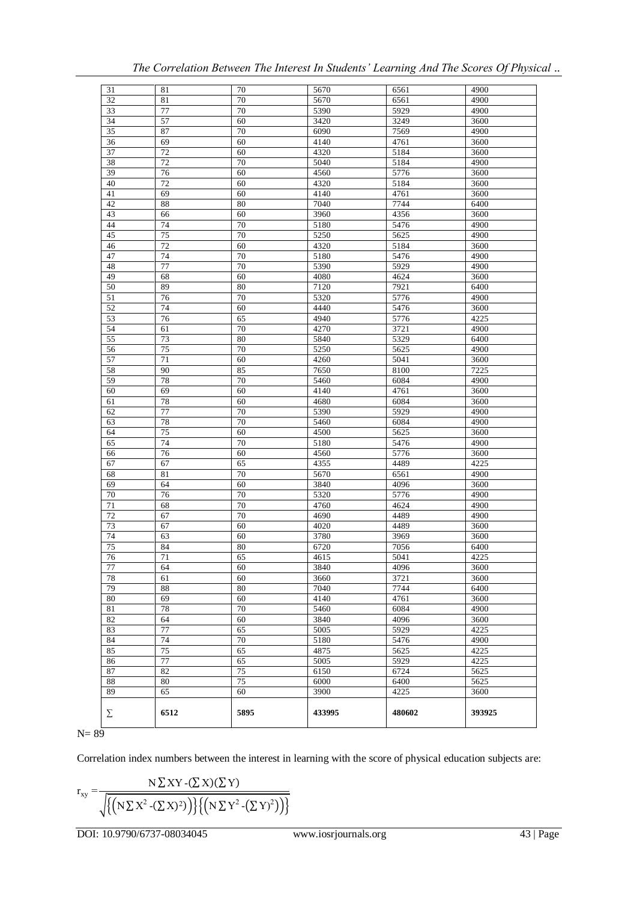| 31 | 81 | 70 | 5670 | 6561 | 4900 |
|---|---|---|---|---|---|
| 32 | 81 | 70 | 5670 | 6561 | 4900 |
| 33 | 77 | 70 | 5390 | 5929 | 4900 |
| 34 | 57 | 60 | 3420 | 3249 | 3600 |
| 35 | 87 | 70 | 6090 | 7569 | 4900 |
| 36 | 69 | 60 | 4140 | 4761 | 3600 |
| 37 | 72 | 60 | 4320 | 5184 | 3600 |
| 38 | 72 | 70 | 5040 | 5184 | 4900 |
| 39 | 76 | 60 | 4560 | 5776 | 3600 |
| 40 | 72 | 60 | 4320 | 5184 | 3600 |
| 41 | 69 | 60 | 4140 | 4761 | 3600 |
| 42 | 88 | 80 | 7040 | 7744 | 6400 |
| 43 | 66 | 60 | 3960 | 4356 | 3600 |
| 44 | 74 | 70 | 5180 | 5476 | 4900 |
| 45 | 75 | 70 | 5250 | 5625 | 4900 |
| 46 | 72 | 60 | 4320 | 5184 | 3600 |
| 47 | 74 | 70 | 5180 | 5476 | 4900 |
| 48 | 77 | 70 | 5390 | 5929 | 4900 |
| 49 | 68 | 60 | 4080 | 4624 | 3600 |
| 50 | 89 | 80 | 7120 | 7921 | 6400 |
| 51 | 76 | 70 | 5320 | 5776 | 4900 |
| 52 | 74 | 60 | 4440 | 5476 | 3600 |
| 53 | 76 | 65 | 4940 | 5776 | 4225 |
| 54 | 61 | 70 | 4270 | 3721 | 4900 |
| 55 | 73 | 80 | 5840 | 5329 | 6400 |
| 56 | 75 | 70 | 5250 | 5625 | 4900 |
| 57 | 71 | 60 | 4260 | 5041 | 3600 |
| 58 | 90 | 85 | 7650 | 8100 | 7225 |
| 59 | 78 | 70 | 5460 | 6084 | 4900 |
| 60 | 69 | 60 | 4140 | 4761 | 3600 |
| 61 | 78 | 60 | 4680 | 6084 | 3600 |
| 62 | 77 | 70 | 5390 | 5929 | 4900 |
| 63 | 78 | 70 | 5460 | 6084 | 4900 |
| 64 | 75 | 60 | 4500 | 5625 | 3600 |
| 65 | 74 | 70 | 5180 | 5476 | 4900 |
| 66 | 76 | 60 | 4560 | 5776 | 3600 |
| 67 | 67 | 65 | 4355 | 4489 | 4225 |
| 68 | 81 | 70 | 5670 | 6561 | 4900 |
| 69 | 64 | 60 | 3840 | 4096 | 3600 |
| 70 | 76 | 70 | 5320 | 5776 | 4900 |
| 71 | 68 | 70 | 4760 | 4624 | 4900 |
| 72 | 67 | 70 | 4690 | 4489 | 4900 |
| 73 | 67 | 60 | 4020 | 4489 | 3600 |
| 74 | 63 | 60 | 3780 | 3969 | 3600 |
| 75 | 84 | 80 | 6720 | 7056 | 6400 |
| 76 | 71 | 65 | 4615 | 5041 | 4225 |
| 77 | 64 | 60 | 3840 | 4096 | 3600 |
| 78 | 61 | 60 | 3660 | 3721 | 3600 |
| 79 | 88 | 80 | 7040 | 7744 | 6400 |
| 80 | 69 | 60 | 4140 | 4761 | 3600 |
| 81 | 78 | 70 | 5460 | 6084 | 4900 |
| 82 | 64 | 60 | 3840 | 4096 | 3600 |
| 83 | 77 | 65 | 5005 | 5929 | 4225 |
| 84 | 74 | 70 | 5180 | 5476 | 4900 |
| 85 | 75 | 65 | 4875 | 5625 | 4225 |
| 86 | 77 | 65 | 5005 | 5929 | 4225 |
| 87 | 82 | 75 | 6150 | 6724 | 5625 |
| 88 | 80 | 75 | 6000 | 6400 | 5625 |
| 89 | 65 | 60 | 3900 | 4225 | 3600 |
| ∑ | **6512** | **5895** | **433995** | **480602** | **393925** |

N= 89

Correlation index numbers between the interest in learning with the score of physical education subjects are:

$$r_{xy} = \frac{N\sum XY - (\sum X)(\sum Y)}{\sqrt{\left\{\left(N\sum X^2 - (\sum X)^2\right)\right\}\left\{\left(N\sum Y^2 - (\sum Y)^2\right)\right\}}}$$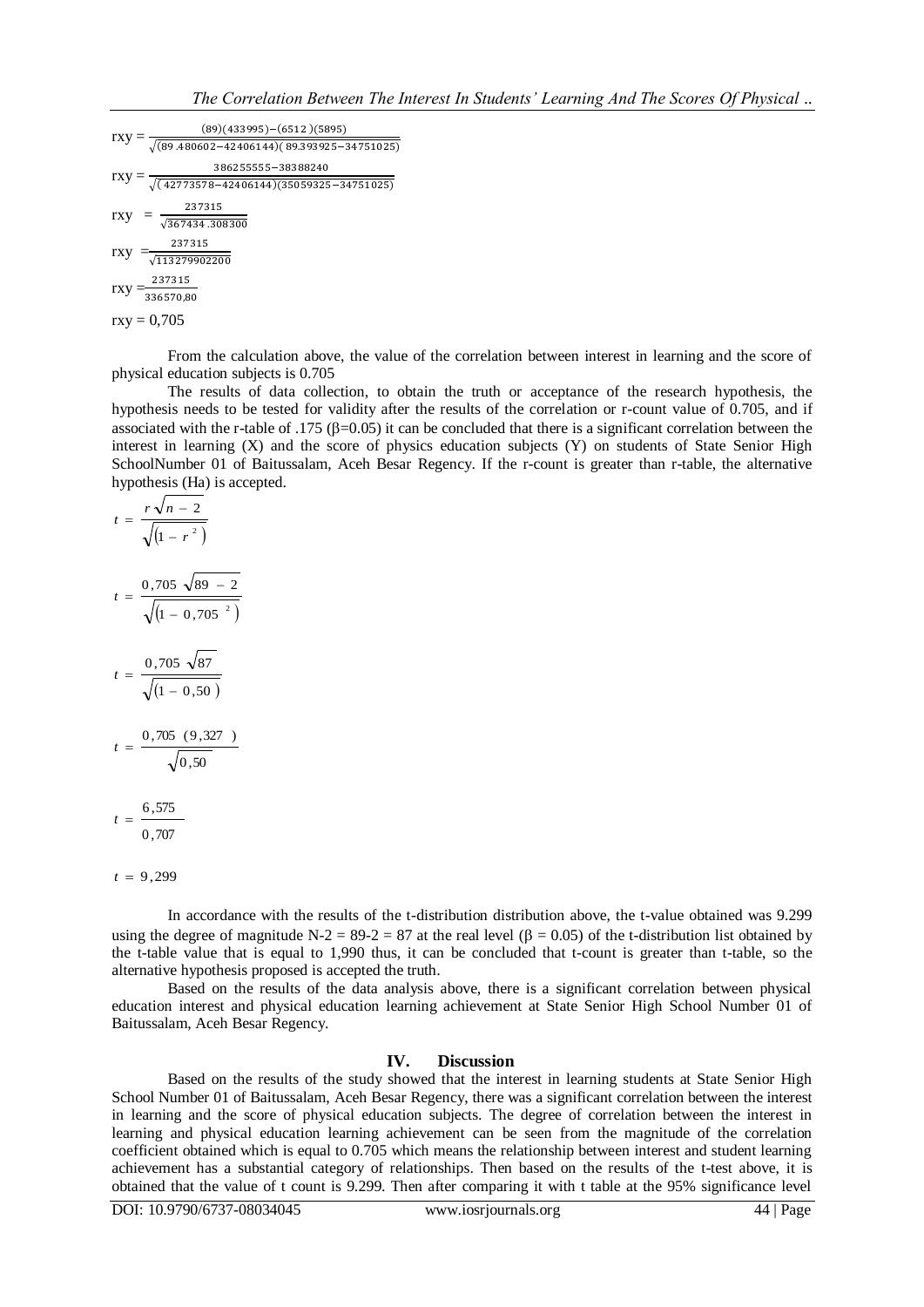$$rxy = \frac{(89)(433995)-(6512)(5895)}{\sqrt{(89.480602-42406144)(89.393925-34751025)}}$$

$$rxy = \frac{386255555-38388240}{\sqrt{(42773578-42406144)(35059325-34751025)}}$$

$$rxy = \frac{237315}{\sqrt{367434.308300}}$$

$$rxy = \frac{237315}{\sqrt{113279902200}}$$

$$rxy = \frac{237315}{336570{,}80}$$

$$rxy = 0{,}705$$

From the calculation above, the value of the correlation between interest in learning and the score of physical education subjects is 0.705

The results of data collection, to obtain the truth or acceptance of the research hypothesis, the hypothesis needs to be tested for validity after the results of the correlation or r-count value of 0.705, and if associated with the r-table of .175 ($\beta$=0.05) it can be concluded that there is a significant correlation between the interest in learning (X) and the score of physics education subjects (Y) on students of State Senior High SchoolNumber 01 of Baitussalam, Aceh Besar Regency. If the r-count is greater than r-table, the alternative hypothesis (Ha) is accepted.

$$t = \frac{r\sqrt{n-2}}{\sqrt{(1-r^2)}}$$

$$t = \frac{0{,}705\sqrt{89-2}}{\sqrt{(1-0{,}705^2)}}$$

$$t = \frac{0{,}705\sqrt{87}}{\sqrt{(1-0{,}50)}}$$

$$t = \frac{0{,}705\ (9{,}327)}{\sqrt{0{,}50}}$$

$$t = \frac{6{,}575}{0{,}707}$$

$$t = 9{,}299$$

In accordance with the results of the t-distribution distribution above, the t-value obtained was 9.299 using the degree of magnitude N-2 = 89-2 = 87 at the real level ($\beta$ = 0.05) of the t-distribution list obtained by the t-table value that is equal to 1,990 thus, it can be concluded that t-count is greater than t-table, so the alternative hypothesis proposed is accepted the truth.

Based on the results of the data analysis above, there is a significant correlation between physical education interest and physical education learning achievement at State Senior High School Number 01 of Baitussalam, Aceh Besar Regency.

## IV. Discussion

Based on the results of the study showed that the interest in learning students at State Senior High School Number 01 of Baitussalam, Aceh Besar Regency, there was a significant correlation between the interest in learning and the score of physical education subjects. The degree of correlation between the interest in learning and physical education learning achievement can be seen from the magnitude of the correlation coefficient obtained which is equal to 0.705 which means the relationship between interest and student learning achievement has a substantial category of relationships. Then based on the results of the t-test above, it is obtained that the value of t count is 9.299. Then after comparing it with t table at the 95% significance level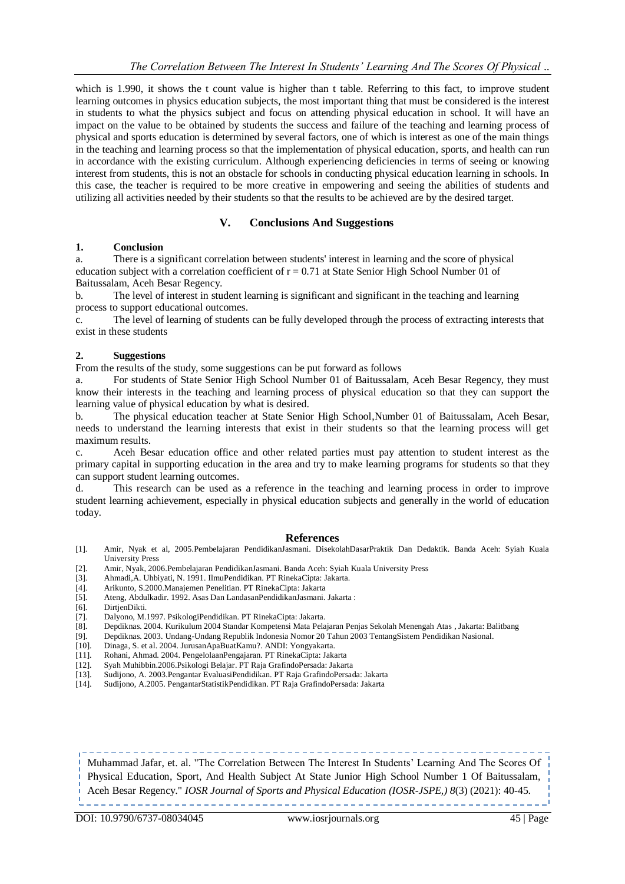which is 1.990, it shows the t count value is higher than t table. Referring to this fact, to improve student learning outcomes in physics education subjects, the most important thing that must be considered is the interest in students to what the physics subject and focus on attending physical education in school. It will have an impact on the value to be obtained by students the success and failure of the teaching and learning process of physical and sports education is determined by several factors, one of which is interest as one of the main things in the teaching and learning process so that the implementation of physical education, sports, and health can run in accordance with the existing curriculum. Although experiencing deficiencies in terms of seeing or knowing interest from students, this is not an obstacle for schools in conducting physical education learning in schools. In this case, the teacher is required to be more creative in empowering and seeing the abilities of students and utilizing all activities needed by their students so that the results to be achieved are by the desired target.

## V. Conclusions And Suggestions

### 1. Conclusion

a. There is a significant correlation between students' interest in learning and the score of physical education subject with a correlation coefficient of $r = 0.71$ at State Senior High School Number 01 of Baitussalam, Aceh Besar Regency.

b. The level of interest in student learning is significant and significant in the teaching and learning process to support educational outcomes.

c. The level of learning of students can be fully developed through the process of extracting interests that exist in these students

### 2. Suggestions

From the results of the study, some suggestions can be put forward as follows

a. For students of State Senior High School Number 01 of Baitussalam, Aceh Besar Regency, they must know their interests in the teaching and learning process of physical education so that they can support the learning value of physical education by what is desired.

b. The physical education teacher at State Senior High School,Number 01 of Baitussalam, Aceh Besar, needs to understand the learning interests that exist in their students so that the learning process will get maximum results.

c. Aceh Besar education office and other related parties must pay attention to student interest as the primary capital in supporting education in the area and try to make learning programs for students so that they can support student learning outcomes.

d. This research can be used as a reference in the teaching and learning process in order to improve student learning achievement, especially in physical education subjects and generally in the world of education today.

## References

[1]. Amir, Nyak et al, 2005.Pembelajaran PendidikanJasmani. DisekolahDasarPraktik Dan Dedaktik. Banda Aceh: Syiah Kuala University Press

[2]. Amir, Nyak, 2006.Pembelajaran PendidikanJasmani. Banda Aceh: Syiah Kuala University Press

[3]. Ahmadi,A. Uhbiyati, N. 1991. IlmuPendidikan. PT RinekaCipta: Jakarta.

[4]. Arikunto, S.2000.Manajemen Penelitian. PT RinekaCipta: Jakarta

[5]. Ateng, Abdulkadir. 1992. Asas Dan LandasanPendidikanJasmani. Jakarta :

[6]. DirtjenDikti.

[7]. Dalyono, M.1997. PsikologiPendidikan. PT RinekaCipta: Jakarta.

[8]. Depdiknas. 2004. Kurikulum 2004 Standar Kompetensi Mata Pelajaran Penjas Sekolah Menengah Atas , Jakarta: Balitbang

[9]. Depdiknas. 2003. Undang-Undang Republik Indonesia Nomor 20 Tahun 2003 TentangSistem Pendidikan Nasional.

[10]. Dinaga, S. et al. 2004. JurusanApaBuatKamu?. ANDI: Yongyakarta.

[11]. Rohani, Ahmad. 2004. PengelolaanPengajaran. PT RinekaCipta: Jakarta

[12]. Syah Muhibbin.2006.Psikologi Belajar. PT Raja GrafindoPersada: Jakarta

[13]. Sudijono, A. 2003.Pengantar EvaluasiPendidikan. PT Raja GrafindoPersada: Jakarta

[14]. Sudijono, A.2005. PengantarStatistikPendidikan. PT Raja GrafindoPersada: Jakarta

Muhammad Jafar, et. al. "The Correlation Between The Interest In Students' Learning And The Scores Of Physical Education, Sport, And Health Subject At State Junior High School Number 1 Of Baitussalam, Aceh Besar Regency." *IOSR Journal of Sports and Physical Education (IOSR-JSPE,) 8*(3) (2021): 40-45.